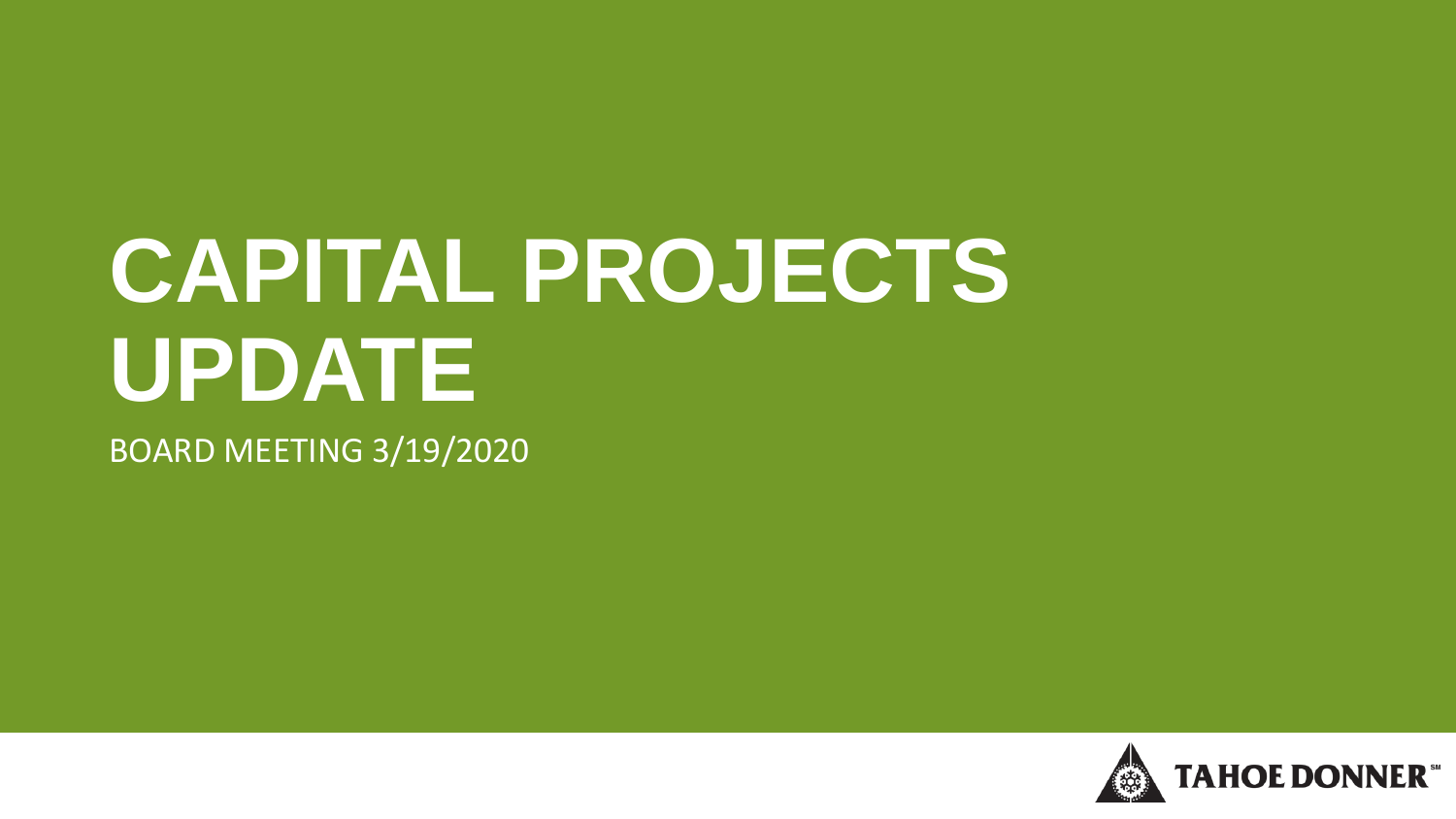# CAPITAL PROJECTS UPDATE

BOARD MEETING 3/19/2020

TAHOE DONNER℠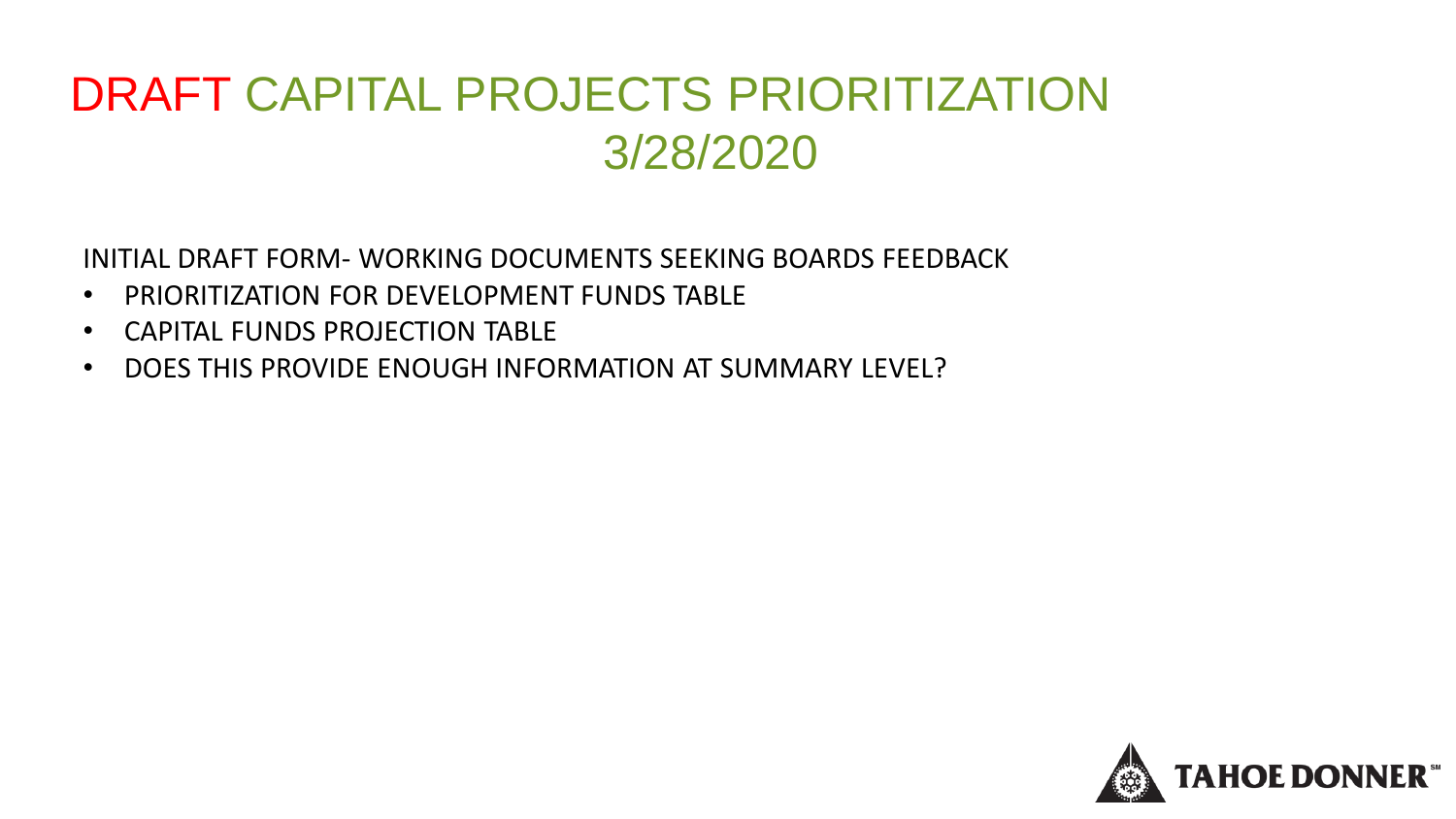# DRAFT CAPITAL PROJECTS PRIORITIZATION 3/28/2020

INITIAL DRAFT FORM- WORKING DOCUMENTS SEEKING BOARDS FEEDBACK

- PRIORITIZATION FOR DEVELOPMENT FUNDS TABLE
- CAPITAL FUNDS PROJECTION TABLE
- DOES THIS PROVIDE ENOUGH INFORMATION AT SUMMARY LEVEL?

TAHOE DONNER℠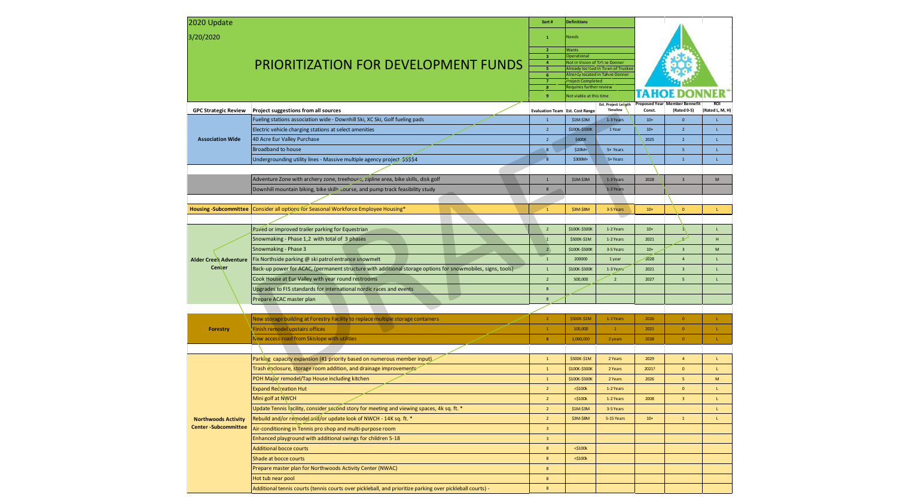2020 Update

3/20/2020

# PRIORITIZATION FOR DEVELOPMENT FUNDS

| Sort # | Definitions |
|---|---|
| 1 | Needs |
| 2 | Wants |
| 3 | Operational |
| 4 | Not in Vision of Tahoe Donner |
| 5 | Already located in Town of Truckee |
| 6 | Already located in Tahoe Donner |
| 7 | Project Completed |
| 8 | Requires further review |
| 9 | Not viable at this time |

TAHOE DONNER

| GPC Strategic Review | Project suggestions from all sources | Evaluation Team | Est. Cost Range | Est. Project Length Timeline | Proposed Year Const. | Member Bennefit (Rated 0-5) | ROI (Rated L, M, H) |
|---|---|---|---|---|---|---|---|
| Association Wide | Fueling stations association wide - Downhill Ski, XC Ski, Golf fueling pads | 1 | $1M-$3M | 1-3 Years | 10+ | 0 | L |
| | Electric vehicle charging stations at select amenities | 2 | $100K-$500K | 1 Year | 10+ | 2 | L |
| | 40 Acre Eur Valley Purchase | 2 | $400K | | 2025 | 2 | L |
| | Broadband to house | 8 | $20M+ | 5+ Years | | 5 | L |
| | Undergrounding utility lines - Massive multiple agency project $$$$4 | 8 | $300M+ | 5+ Years | | 1 | L |
| | Adventure Zone with archery zone, treehouse, zipline area, bike skills, disk golf | 1 | $1M-$3M | 1-3 Years | 2028 | 3 | M |
| | Downhill mountain biking, bike skills course, and pump track feasibility study | 8 | | 1-2 Years | | | |
| Housing -Subcommittee | Consider all options for Seasonal Workforce Employee Housing* | 1 | $3M-$8M | 3-5 Years | 10+ | 0 | L |
| Alder Creek Adventure Center | Paved or improved trailer parking for Equestrian | 2 | $100K-$500K | 1-2 Years | 10+ | 1 | L |
| | Snowmaking - Phase 1,2 with total of 3 phases | 1 | $500K-$1M | 1-2 Years | 2021 | 5 | H |
| | Snowmaking - Phase 3 | 2 | $100K-$500K | 3-5 Years | 10+ | 3 | M |
| | Fix Northside parking @ ski patrol entrance snowmelt | 1 | 200000 | 1 year | 2028 | 4 | L |
| | Back-up power for ACAC, (permanent structure with additional storage options for snowmobiles, signs, tools) | 1 | $100K-$500K | 1-3 Years | 2021 | 3 | L |
| | Cook House at Eur Valley with year round restrooms | 2 | 500,000 | 2 | 2027 | 5 | L |
| | Upgrades to FIS standards for international nordic races and events | 8 | | | | | |
| | Prepare ACAC master plan | 8 | | | | | |
| Forestry | New storage building at Forestry Facility to replace multiple storage containers | 2 | $500K-$1M | 1-3 Years | 2026 | 0 | L |
| | Finish remodel upstairs offices | 1 | 100,000 | 1 | 2021 | 0 | L |
| | New access road from Skislope with utilities | 8 | 1,000,000 | 2 years | 2028 | 0 | L |
| Northwoods Activity Center -Subcommittee | Parking capacity expansion (#1 priority based on numerous member input) | 1 | $500K-$1M | 2 Years | 2029 | 4 | L |
| | Trash enclosure, storage room addition, and drainage improvements | 1 | $100K-$500K | 2 Years | 2021? | 0 | L |
| | POH Major remodel/Tap House including kitchen | 1 | $100K-$500K | 2 Years | 2026 | 5 | M |
| | Expand Recreation Hut | 2 | <$100k | 1-2 Years | | 0 | L |
| | Mini golf at NWCH | 2 | <$100k | 1-2 Years | 2008 | 3 | L |
| | Update Tennis facility, consider second story for meeting and viewing spaces, 4k sq. ft. * | 2 | $1M-$3M | 3-5 Years | | | L |
| | Rebuild and/or remodel and/or update look of NWCH - 14K sq. ft. * | 2 | $3M-$8M | 5-15 Years | 10+ | 1 | L |
| | Air-conditioning in Tennis pro shop and multi-purpose room | 3 | | | | | |
| | Enhanced playground with additional swings for children 5-18 | 3 | | | | | |
| | Additional bocce courts | 8 | <$100k | | | | |
| | Shade at bocce courts | 8 | <$100k | | | | |
| | Prepare master plan for Northwoods Activity Center (NWAC) | 8 | | | | | |
| | Hot tub near pool | 8 | | | | | |
| | Additional tennis courts (tennis courts over pickleball, and prioritize parking over pickleball courts) - | 8 | | | | | |

DRAFT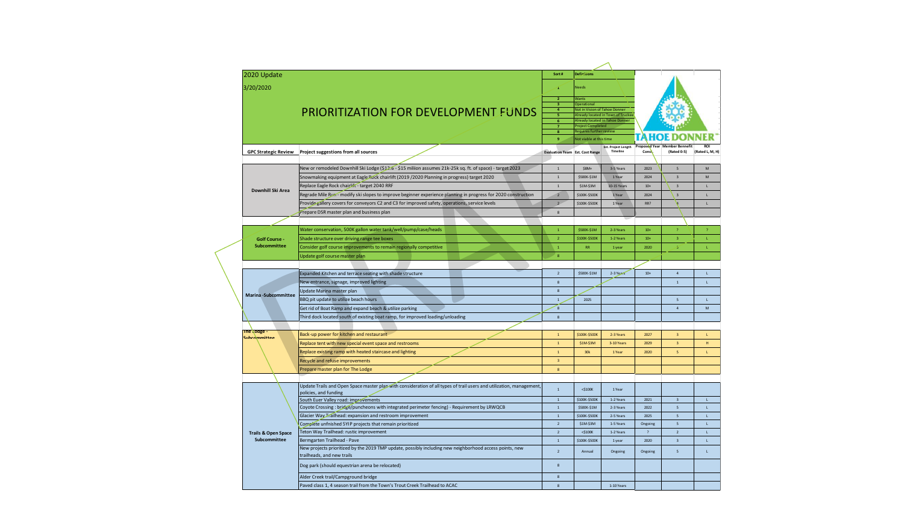2020 Update

3/20/2020

# PRIORITIZATION FOR DEVELOPMENT FUNDS

| Sort # | Definitions |
|---|---|
| 1 | Needs |
| 2 | Wants |
| 3 | Operational |
| 4 | Not in Vision of Tahoe Donner |
| 5 | Already located in Town of Truckee |
| 6 | Already located in Tahoe Donner |
| 7 | Project Completed |
| 8 | Requires further review |
| 9 | Not viable at this time |

TAHOE DONNER

| GPC Strategic Review | Project suggestions from all sources | Evaluation Team | Est. Cost Range | Est. Project Length Timeline | Proposed Year Const. | Member Bennefit (Rated 0-5) | ROI (Rated L, M, H) |
|---|---|---|---|---|---|---|---|
| Downhill Ski Area | New or remodeled Downhill Ski Lodge ($12.6 - $15 million assumes 21k-25k sq. ft. of space) - target 2023 | 1 | $8M+ | 3-5 Years | 2023 | 5 | M |
| | Snowmaking equipment at Eagle Rock chairlift (2019 /2020 Planning in progress) target 2020 | 1 | $500K-$1M | 1 Year | 2024 | 3 | M |
| | Replace Eagle Rock chairlift - target 2040 RRF | 1 | $1M-$3M | 10-15 Years | 10+ | 3 | L |
| | Regrade Mile Run - modify ski slopes to improve beginner experience planning in progress for 2020 construction | 2 | $100K-$500K | 1 Year | 2024 | 3 | L |
| | Provide gallery covers for conveyors C2 and C3 for improved safety, operations, service levels | 2 | $100K-$500K | 1 Year | RR? | 4 | L |
| | Prepare DSR master plan and business plan | 8 | | | | | |
| Golf Course - Subcommittee | Water conservation, 500K gallon water tank/well/pump/case/heads | 1 | $500K-$1M | 2-3 Years | 10+ | ? | ? |
| | Shade structure over driving range tee boxes | 2 | $100K-$500K | 1-2 Years | 10+ | 3 | L |
| | Consider golf course improvements to remain regionally competitive | 1 | RR | 1 year | 2020 | 5 | L |
| | Update golf course master plan | 8 | | | | | |
| Marina -Subcommittee | Expanded Kitchen and terrace seating with shade structure | 2 | $500K-$1M | 2-3 Years | 10+ | 4 | L |
| | New entrance, signage, improved lighting | 8 | | | | 1 | L |
| | Update Marina master plan | 8 | | | | | |
| | BBQ pit update to utilize beach hours | 1 | 2025 | | | 5 | L |
| | Get rid of Boat Ramp and expand beach & utilize parking | 8 | | | | 4 | M |
| | Third dock located south of existing boat ramp, for improved loading/unloading | 8 | | | | | |
| The Lodge - Subcommittee | Back-up power for kitchen and restaurant | 1 | $100K-$500K | 2-3 Years | 2027 | 3 | L |
| | Replace tent with new special event space and restrooms | 1 | $1M-$3M | 3-10 Years | 2029 | 3 | H |
| | Replace existing ramp with heated staircase and lighting | 1 | 30k | 1 Year | 2020 | 5 | L |
| | Recycle and refuse improvements | 3 | | | | | |
| | Prepare master plan for The Lodge | 8 | | | | | |
| Trails & Open Space Subcommittee | Update Trails and Open Space master plan with consideration of all types of trail users and utilization, management, policies, and funding | 1 | <$100K | 1 Year | | | |
| | South Euer Valley road: improvements | 1 | $100K-$500K | 1-2 Years | 2021 | 3 | L |
| | Coyote Crossing : bridge/puncheons with integrated perimeter fencing) - Requirement by LRWQCB | 1 | $500K-$1M | 2-3 Years | 2022 | 5 | L |
| | Glacier Way Trailhead: expansion and restroom improvement | 1 | $100K-$500K | 2-5 Years | 2025 | 5 | L |
| | Complete unfinished 5YIP projects that remain prioritized | 2 | $1M-$3M | 1-5 Years | Ongoing | 5 | L |
| | Teton Way Trailhead: rustic improvement | 2 | <$100K | 1-2 Years | ? | 2 | L |
| | Bermgarten Trailhead - Pave | 1 | $100K-$500K | 1 year | 2020 | 3 | L |
| | New projects prioritized by the 2019 TMP update, possibly including new neighborhood access points, new trailheads, and new trails | 2 | Annual | Ongoing | Ongoing | 5 | L |
| | Dog park (should equestrian arena be relocated) | 8 | | | | | |
| | Alder Creek trail/Campground bridge | 8 | | | | | |
| | Paved class 1, 4 season trail from the Town's Trout Creek Trailhead to ACAC | 8 | | 1-10 Years | | | |

DRAFT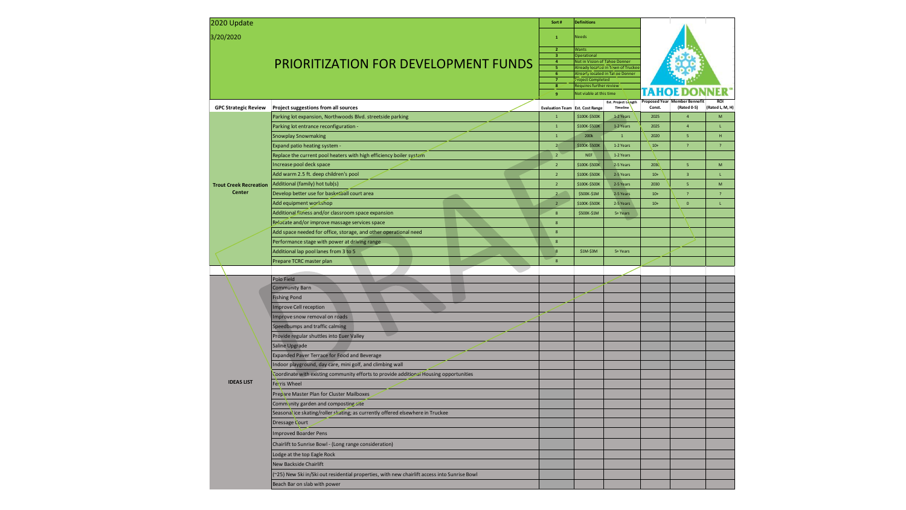2020 Update

3/20/2020

# PRIORITIZATION FOR DEVELOPMENT FUNDS

| Sort # | Definitions |
|---|---|
| 1 | Needs |
| 2 | Wants |
| 3 | Operational |
| 4 | Not in Vision of Tahoe Donner |
| 5 | Already located in Town of Truckee |
| 6 | Already located in Tahoe Donner |
| 7 | Project Completed |
| 8 | Requires further review |
| 9 | Not viable at this time |

TAHOE DONNER

| GPC Strategic Review | Project suggestions from all sources | Evaluation Team | Est. Cost Range | Est. Project Length Timeline | Proposed Year Const. | Member Benefit (Rated 0-5) | ROI (Rated L, M, H) |
|---|---|---|---|---|---|---|---|
| Trout Creek Recreation Center | Parking lot expansion, Northwoods Blvd. streetside parking | 1 | \$100K-\$500K | 1-2 Years | 2025 | 4 | M |
| | Parking lot entrance reconfiguration - | 1 | \$100K-\$500K | 1-2 Years | 2025 | 4 | L |
| | Snowplay Snowmaking | 1 | 200k | 1 | 2020 | 5 | H |
| | Expand patio heating system - | 2 | \$100K-\$500K | 1-2 Years | 10+ | ? | ? |
| | Replace the current pool heaters with high efficiency boiler system | 2 | NEF | 1-2 Years | | | |
| | Increase pool deck space | 2 | \$100K-\$500K | 2-5 Years | 2030 | 5 | M |
| | Add warm 2.5 ft. deep children's pool | 2 | \$100K-\$500K | 2-5 Years | 10+ | 3 | L |
| | Additional (family) hot tub(s) | 2 | \$100K-\$500K | 2-5 Years | 2030 | 5 | M |
| | Develop better use for basketball court area | 2 | \$500K-\$1M | 2-5 Years | 10+ | ? | ? |
| | Add equipment workshop | 2 | \$100K-\$500K | 2-5 Years | 10+ | 0 | L |
| | Additional fitness and/or classroom space expansion | 8 | \$500K-\$1M | 5+ Years | | | |
| | Relocate and/or improve massage services space | 8 | | | | | |
| | Add space needed for office, storage, and other operational need | 8 | | | | | |
| | Performance stage with power at driving range | 8 | | | | | |
| | Additional lap pool lanes from 3 to 5 | 8 | \$1M-\$3M | 5+ Years | | | |
| | Prepare TCRC master plan | 8 | | | | | |
| IDEAS LIST | Polo Field | | | | | | |
| | Community Barn | | | | | | |
| | Fishing Pond | | | | | | |
| | Improve Cell reception | | | | | | |
| | Improve snow removal on roads | | | | | | |
| | Speedbumps and traffic calming | | | | | | |
| | Provide regular shuttles into Euer Valley | | | | | | |
| | Saline Upgrade | | | | | | |
| | Expanded Paver Terrace for Food and Beverage | | | | | | |
| | Indoor playground, day care, mini golf, and climbing wall | | | | | | |
| | Coordinate with existing community efforts to provide additional Housing opportunities | | | | | | |
| | Ferris Wheel | | | | | | |
| | Prepare Master Plan for Cluster Mailboxes | | | | | | |
| | Community garden and composting site | | | | | | |
| | Seasonal ice skating/roller skating; as currently offered elsewhere in Truckee | | | | | | |
| | Dressage Court | | | | | | |
| | Improved Boarder Pens | | | | | | |
| | Chairlift to Sunrise Bowl - (Long range consideration) | | | | | | |
| | Lodge at the top Eagle Rock | | | | | | |
| | New Backside Chairlift | | | | | | |
| | (~25) New Ski in/Ski out residential properties, with new chairlift access into Sunrise Bowl | | | | | | |
| | Beach Bar on slab with power | | | | | | |

DRAFT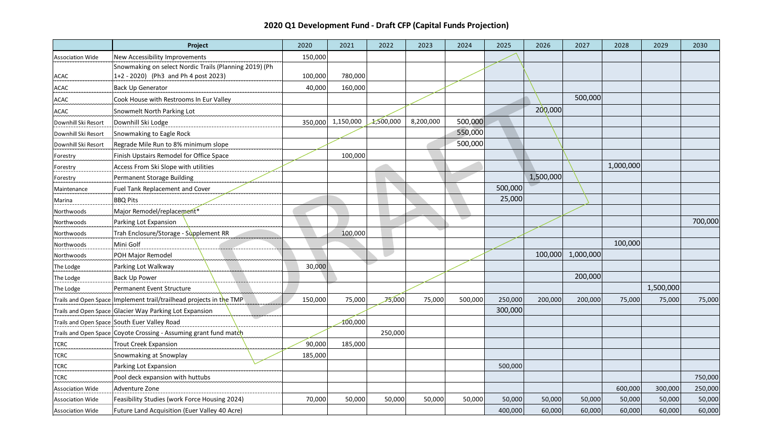## 2020 Q1 Development Fund - Draft CFP (Capital Funds Projection)

| | Project | 2020 | 2021 | 2022 | 2023 | 2024 | 2025 | 2026 | 2027 | 2028 | 2029 | 2030 |
|---|---|---|---|---|---|---|---|---|---|---|---|---|
| Association Wide | New Accessibility Improvements | 150,000 | | | | | | | | | | |
| ACAC | Snowmaking on select Nordic Trails (Planning 2019) (Ph 1+2 - 2020) (Ph3 and Ph 4 post 2023) | 100,000 | 780,000 | | | | | | | | | |
| ACAC | Back Up Generator | 40,000 | 160,000 | | | | | | | | | |
| ACAC | Cook House with Restrooms In Eur Valley | | | | | | | | 500,000 | | | |
| ACAC | Snowmelt North Parking Lot | | | | | | | 200,000 | | | | |
| Downhill Ski Resort | Downhill Ski Lodge | 350,000 | 1,150,000 | 1,500,000 | 8,200,000 | 500,000 | | | | | | |
| Downhill Ski Resort | Snowmaking to Eagle Rock | | | | | 550,000 | | | | | | |
| Downhill Ski Resort | Regrade Mile Run to 8% minimum slope | | | | | 500,000 | | | | | | |
| Forestry | Finish Upstairs Remodel for Office Space | | 100,000 | | | | | | | | | |
| Forestry | Access From Ski Slope with utilities | | | | | | | | | 1,000,000 | | |
| Forestry | Permanent Storage Building | | | | | | | 1,500,000 | | | | |
| Maintenance | Fuel Tank Replacement and Cover | | | | | | 500,000 | | | | | |
| Marina | BBQ Pits | | | | | | 25,000 | | | | | |
| Northwoods | Major Remodel/replacement* | | | | | | | | | | | |
| Northwoods | Parking Lot Expansion | | | | | | | | | | | 700,000 |
| Northwoods | Trah Enclosure/Storage - Supplement RR | | 100,000 | | | | | | | | | |
| Northwoods | Mini Golf | | | | | | | | | 100,000 | | |
| Northwoods | POH Major Remodel | | | | | | | 100,000 | 1,000,000 | | | |
| The Lodge | Parking Lot Walkway | 30,000 | | | | | | | | | | |
| The Lodge | Back Up Power | | | | | | | | 200,000 | | | |
| The Lodge | Permanent Event Structure | | | | | | | | | | 1,500,000 | |
| Trails and Open Space | Implement trail/trailhead projects in the TMP | 150,000 | 75,000 | 75,000 | 75,000 | 500,000 | 250,000 | 200,000 | 200,000 | 75,000 | 75,000 | 75,000 |
| Trails and Open Space | Glacier Way Parking Lot Expansion | | | | | | 300,000 | | | | | |
| Trails and Open Space | South Euer Valley Road | | 100,000 | | | | | | | | | |
| Trails and Open Space | Coyote Crossing - Assuming grant fund match | | | 250,000 | | | | | | | | |
| TCRC | Trout Creek Expansion | 90,000 | 185,000 | | | | | | | | | |
| TCRC | Snowmaking at Snowplay | 185,000 | | | | | | | | | | |
| TCRC | Parking Lot Expansion | | | | | | 500,000 | | | | | |
| TCRC | Pool deck expansion with huttubs | | | | | | | | | | | 750,000 |
| Association Wide | Adventure Zone | | | | | | | | | 600,000 | 300,000 | 250,000 |
| Association Wide | Feasibility Studies (work Force Housing 2024) | 70,000 | 50,000 | 50,000 | 50,000 | 50,000 | 50,000 | 50,000 | 50,000 | 50,000 | 50,000 | 50,000 |
| Association Wide | Future Land Acquisition (Euer Valley 40 Acre) | | | | | | 400,000 | 60,000 | 60,000 | 60,000 | 60,000 | 60,000 |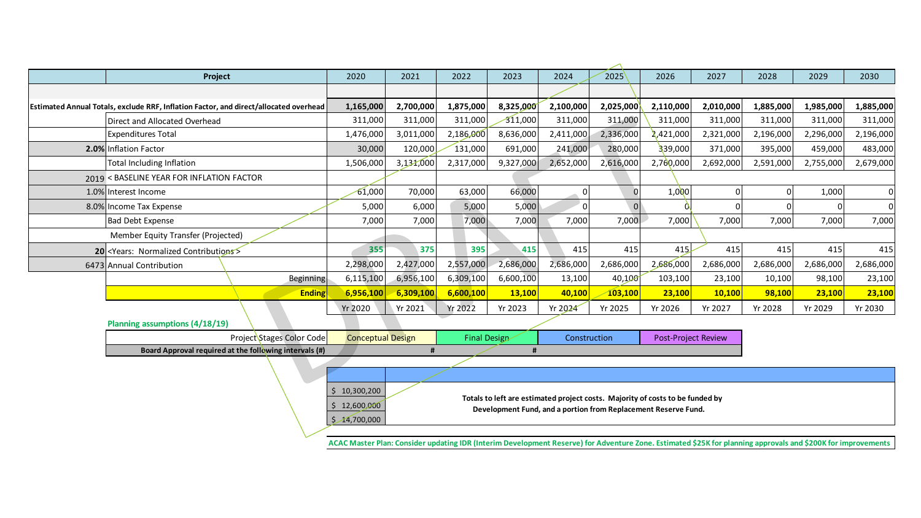| | Project | 2020 | 2021 | 2022 | 2023 | 2024 | 2025 | 2026 | 2027 | 2028 | 2029 | 2030 |
|---|---|---|---|---|---|---|---|---|---|---|---|---|
| | | | | | | | | | | | | |
| **Estimated Annual Totals, exclude RRF, Inflation Factor, and direct/allocated overhead** | | **1,165,000** | **2,700,000** | **1,875,000** | **8,325,000** | **2,100,000** | **2,025,000** | **2,110,000** | **2,010,000** | **1,885,000** | **1,985,000** | **1,885,000** |
| | Direct and Allocated Overhead | 311,000 | 311,000 | 311,000 | 311,000 | 311,000 | 311,000 | 311,000 | 311,000 | 311,000 | 311,000 | 311,000 |
| | Expenditures Total | 1,476,000 | 3,011,000 | 2,186,000 | 8,636,000 | 2,411,000 | 2,336,000 | 2,421,000 | 2,321,000 | 2,196,000 | 2,296,000 | 2,196,000 |
| **2.0%** | Inflation Factor | 30,000 | 120,000 | 131,000 | 691,000 | 241,000 | 280,000 | 339,000 | 371,000 | 395,000 | 459,000 | 483,000 |
| | Total Including Inflation | 1,506,000 | 3,131,000 | 2,317,000 | 9,327,000 | 2,652,000 | 2,616,000 | 2,760,000 | 2,692,000 | 2,591,000 | 2,755,000 | 2,679,000 |
| 2019 | < BASELINE YEAR FOR INFLATION FACTOR | | | | | | | | | | | |
| 1.0% | Interest Income | 61,000 | 70,000 | 63,000 | 66,000 | 0 | 0 | 1,000 | 0 | 0 | 1,000 | 0 |
| 8.0% | Income Tax Expense | 5,000 | 6,000 | 5,000 | 5,000 | 0 | 0 | 0 | 0 | 0 | 0 | 0 |
| | Bad Debt Expense | 7,000 | 7,000 | 7,000 | 7,000 | 7,000 | 7,000 | 7,000 | 7,000 | 7,000 | 7,000 | 7,000 |
| | Member Equity Transfer (Projected) | | | | | | | | | | | |
| **20** | <Years: Normalized Contributions> | **355** | **375** | **395** | **415** | 415 | 415 | 415 | 415 | 415 | 415 | 415 |
| 6473 | Annual Contribution | 2,298,000 | 2,427,000 | 2,557,000 | 2,686,000 | 2,686,000 | 2,686,000 | 2,686,000 | 2,686,000 | 2,686,000 | 2,686,000 | 2,686,000 |
| | Beginning | 6,115,100 | 6,956,100 | 6,309,100 | 6,600,100 | 13,100 | 40,100 | 103,100 | 23,100 | 10,100 | 98,100 | 23,100 |
| | **Ending** | **6,956,100** | **6,309,100** | **6,600,100** | **13,100** | **40,100** | **103,100** | **23,100** | **10,100** | **98,100** | **23,100** | **23,100** |
| | | Yr 2020 | Yr 2021 | Yr 2022 | Yr 2023 | Yr 2024 | Yr 2025 | Yr 2026 | Yr 2027 | Yr 2028 | Yr 2029 | Yr 2030 |

**Planning assumptions (4/18/19)**

| Project Stages Color Code | Conceptual Design | Final Design | Construction | Post-Project Review |
|---|---|---|---|---|
| **Board Approval required at the following intervals (#)** | # | # | | |

| | |
|---|---|
| $ 10,300,200 | **Totals to left are estimated project costs. Majority of costs to be funded by Development Fund, and a portion from Replacement Reserve Fund.** |
| $ 12,600,000 | |
| $ 14,700,000 | |

**ACAC Master Plan: Consider updating IDR (Interim Development Reserve) for Adventure Zone. Estimated $25K for planning approvals and $200K for improvements**

DRAFT